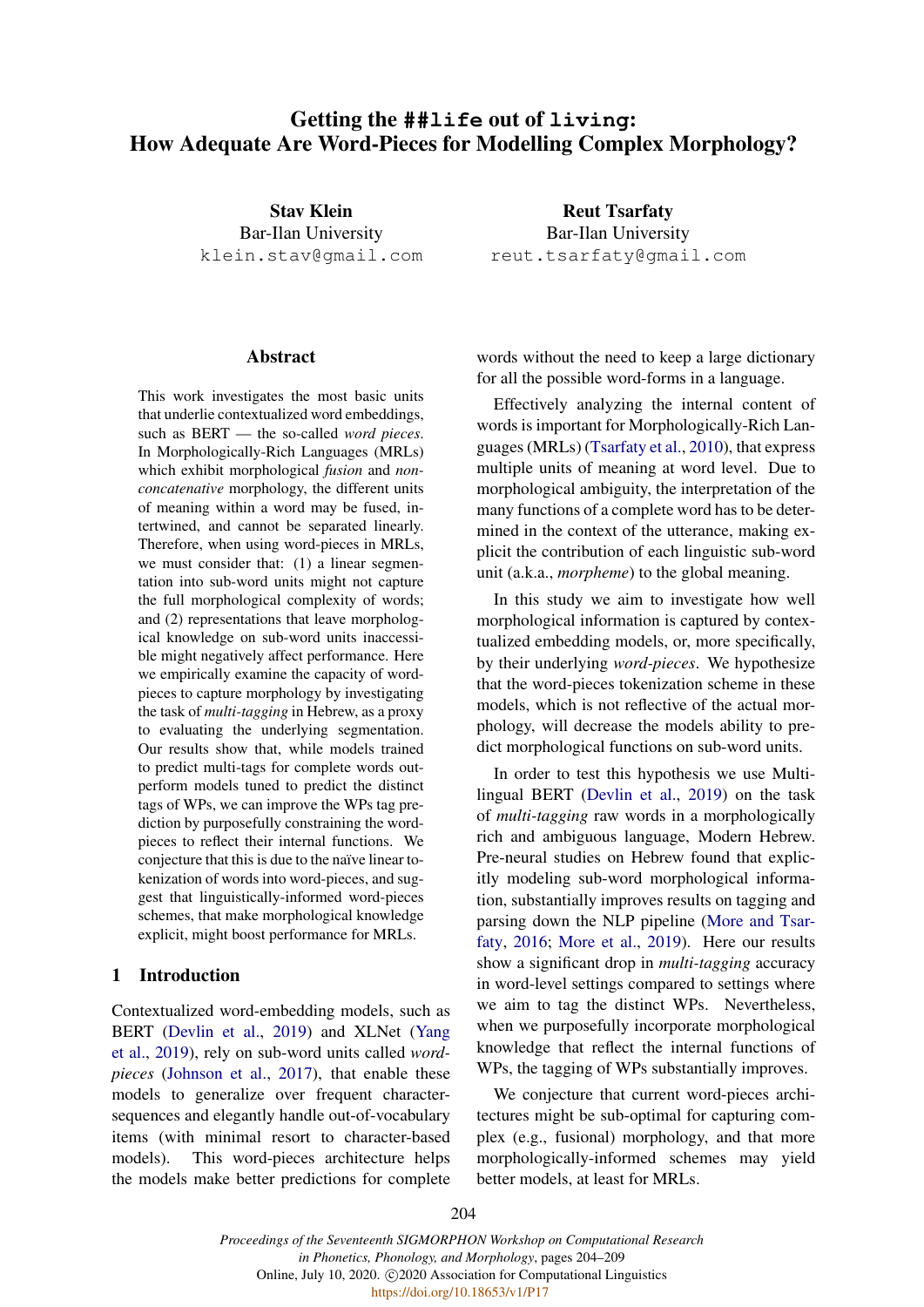# Getting the `##life` out of `living`: How Adequate Are Word-Pieces for Modelling Complex Morphology?

**Stav Klein**
Bar-Ilan University
`klein.stav@gmail.com`

**Reut Tsarfaty**
Bar-Ilan University
`reut.tsarfaty@gmail.com`

## Abstract

This work investigates the most basic units that underlie contextualized word embeddings, such as BERT — the so-called *word pieces*. In Morphologically-Rich Languages (MRLs) which exhibit morphological *fusion* and *non-concatenative* morphology, the different units of meaning within a word may be fused, intertwined, and cannot be separated linearly. Therefore, when using word-pieces in MRLs, we must consider that: (1) a linear segmentation into sub-word units might not capture the full morphological complexity of words; and (2) representations that leave morphological knowledge on sub-word units inaccessible might negatively affect performance. Here we empirically examine the capacity of word-pieces to capture morphology by investigating the task of *multi-tagging* in Hebrew, as a proxy to evaluating the underlying segmentation. Our results show that, while models trained to predict multi-tags for complete words outperform models tuned to predict the distinct tags of WPs, we can improve the WPs tag prediction by purposefully constraining the word-pieces to reflect their internal functions. We conjecture that this is due to the naïve linear tokenization of words into word-pieces, and suggest that linguistically-informed word-pieces schemes, that make morphological knowledge explicit, might boost performance for MRLs.

## 1 Introduction

Contextualized word-embedding models, such as BERT (Devlin et al., 2019) and XLNet (Yang et al., 2019), rely on sub-word units called *word-pieces* (Johnson et al., 2017), that enable these models to generalize over frequent character-sequences and elegantly handle out-of-vocabulary items (with minimal resort to character-based models). This word-pieces architecture helps the models make better predictions for complete words without the need to keep a large dictionary for all the possible word-forms in a language.

Effectively analyzing the internal content of words is important for Morphologically-Rich Languages (MRLs) (Tsarfaty et al., 2010), that express multiple units of meaning at word level. Due to morphological ambiguity, the interpretation of the many functions of a complete word has to be determined in the context of the utterance, making explicit the contribution of each linguistic sub-word unit (a.k.a., *morpheme*) to the global meaning.

In this study we aim to investigate how well morphological information is captured by contextualized embedding models, or, more specifically, by their underlying *word-pieces*. We hypothesize that the word-pieces tokenization scheme in these models, which is not reflective of the actual morphology, will decrease the models ability to predict morphological functions on sub-word units.

In order to test this hypothesis we use Multilingual BERT (Devlin et al., 2019) on the task of *multi-tagging* raw words in a morphologically rich and ambiguous language, Modern Hebrew. Pre-neural studies on Hebrew found that explicitly modeling sub-word morphological information, substantially improves results on tagging and parsing down the NLP pipeline (More and Tsarfaty, 2016; More et al., 2019). Here our results show a significant drop in *multi-tagging* accuracy in word-level settings compared to settings where we aim to tag the distinct WPs. Nevertheless, when we purposefully incorporate morphological knowledge that reflect the internal functions of WPs, the tagging of WPs substantially improves.

We conjecture that current word-pieces architectures might be sub-optimal for capturing complex (e.g., fusional) morphology, and that more morphologically-informed schemes may yield better models, at least for MRLs.

*Proceedings of the Seventeenth SIGMORPHON Workshop on Computational Research in Phonetics, Phonology, and Morphology*, pages 204–209
Online, July 10, 2020. ©2020 Association for Computational Linguistics
https://doi.org/10.18653/v1/P17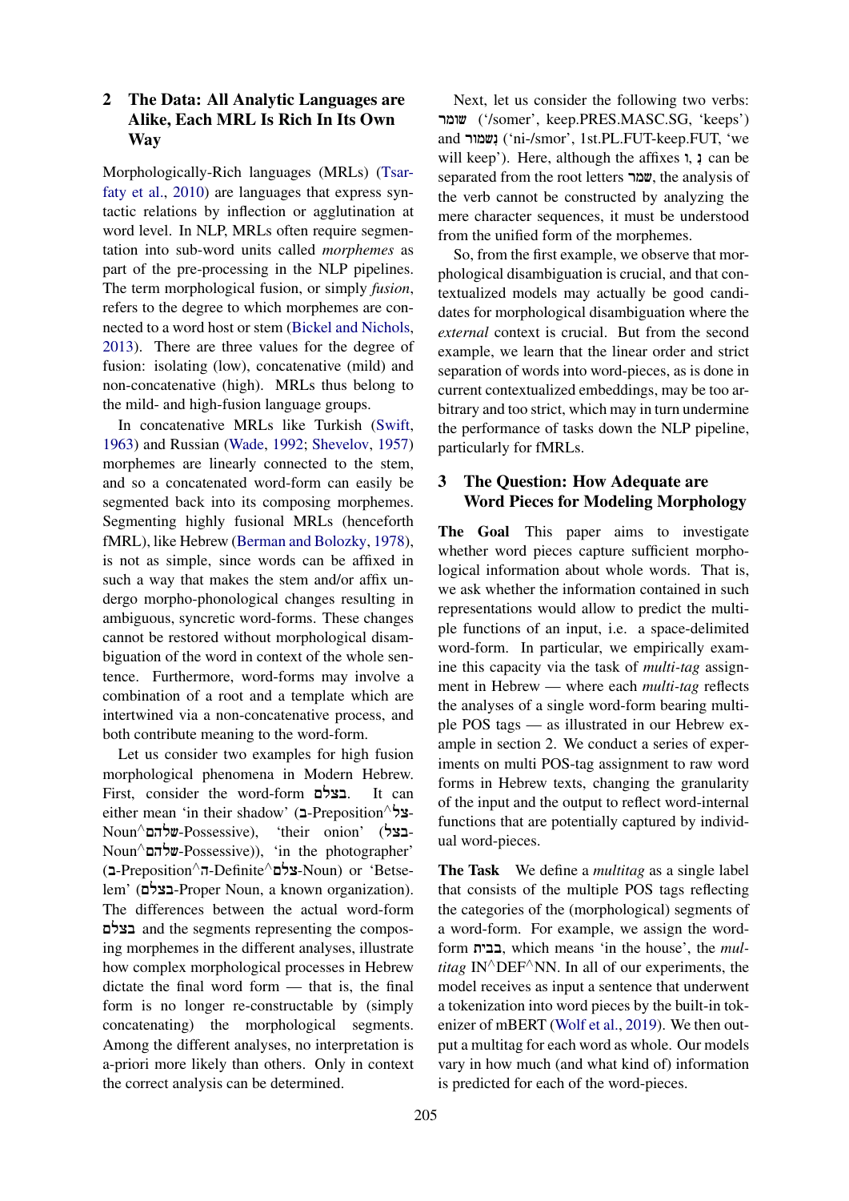## 2 The Data: All Analytic Languages are Alike, Each MRL Is Rich In Its Own Way

Morphologically-Rich languages (MRLs) (Tsarfaty et al., 2010) are languages that express syntactic relations by inflection or agglutination at word level. In NLP, MRLs often require segmentation into sub-word units called *morphemes* as part of the pre-processing in the NLP pipelines. The term morphological fusion, or simply *fusion*, refers to the degree to which morphemes are connected to a word host or stem (Bickel and Nichols, 2013). There are three values for the degree of fusion: isolating (low), concatenative (mild) and non-concatenative (high). MRLs thus belong to the mild- and high-fusion language groups.

In concatenative MRLs like Turkish (Swift, 1963) and Russian (Wade, 1992; Shevelov, 1957) morphemes are linearly connected to the stem, and so a concatenated word-form can easily be segmented back into its composing morphemes. Segmenting highly fusional MRLs (henceforth fMRL), like Hebrew (Berman and Bolozky, 1978), is not as simple, since words can be affixed in such a way that makes the stem and/or affix undergo morpho-phonological changes resulting in ambiguous, syncretic word-forms. These changes cannot be restored without morphological disambiguation of the word in context of the whole sentence. Furthermore, word-forms may involve a combination of a root and a template which are intertwined via a non-concatenative process, and both contribute meaning to the word-form.

Let us consider two examples for high fusion morphological phenomena in Modern Hebrew. First, consider the word-form בצלם. It can either mean 'in their shadow' (ב-Preposition^צל-Noun^שלהם-Possessive), 'their onion' (בצל-Noun^שלהם-Possessive)), 'in the photographer' (ב-Preposition^ה-Definite^צלם-Noun) or 'Betselem' (בצלם-Proper Noun, a known organization). The differences between the actual word-form בצלם and the segments representing the composing morphemes in the different analyses, illustrate how complex morphological processes in Hebrew dictate the final word form — that is, the final form is no longer re-constructable by (simply concatenating) the morphological segments. Among the different analyses, no interpretation is a-priori more likely than others. Only in context the correct analysis can be determined.

Next, let us consider the following two verbs: שומר ('/somer', keep.PRES.MASC.SG, 'keeps') and נִשמור ('ni-/smor', 1st.PL.FUT-keep.FUT, 'we will keep'). Here, although the affixes ו, נִ can be separated from the root letters שמר, the analysis of the verb cannot be constructed by analyzing the mere character sequences, it must be understood from the unified form of the morphemes.

So, from the first example, we observe that morphological disambiguation is crucial, and that contextualized models may actually be good candidates for morphological disambiguation where the *external* context is crucial. But from the second example, we learn that the linear order and strict separation of words into word-pieces, as is done in current contextualized embeddings, may be too arbitrary and too strict, which may in turn undermine the performance of tasks down the NLP pipeline, particularly for fMRLs.

## 3 The Question: How Adequate are Word Pieces for Modeling Morphology

**The Goal** This paper aims to investigate whether word pieces capture sufficient morphological information about whole words. That is, we ask whether the information contained in such representations would allow to predict the multiple functions of an input, i.e. a space-delimited word-form. In particular, we empirically examine this capacity via the task of *multi-tag* assignment in Hebrew — where each *multi-tag* reflects the analyses of a single word-form bearing multiple POS tags — as illustrated in our Hebrew example in section 2. We conduct a series of experiments on multi POS-tag assignment to raw word forms in Hebrew texts, changing the granularity of the input and the output to reflect word-internal functions that are potentially captured by individual word-pieces.

**The Task** We define a *multitag* as a single label that consists of the multiple POS tags reflecting the categories of the (morphological) segments of a word-form. For example, we assign the word-form בבית, which means 'in the house', the *multitag* IN^DEF^NN. In all of our experiments, the model receives as input a sentence that underwent a tokenization into word pieces by the built-in tokenizer of mBERT (Wolf et al., 2019). We then output a multitag for each word as whole. Our models vary in how much (and what kind of) information is predicted for each of the word-pieces.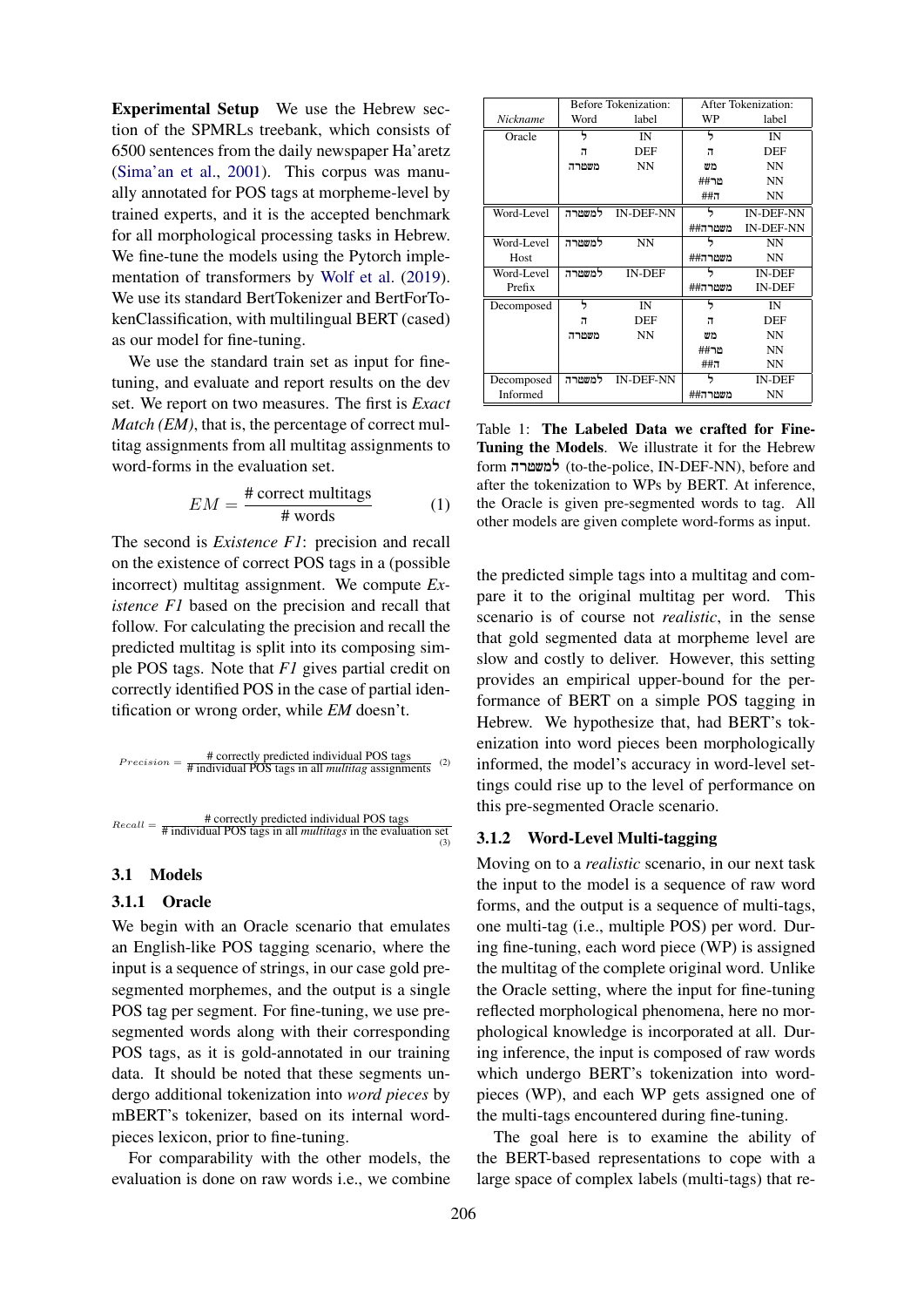**Experimental Setup** We use the Hebrew section of the SPMRLs treebank, which consists of 6500 sentences from the daily newspaper Ha'aretz (Sima'an et al., 2001). This corpus was manually annotated for POS tags at morpheme-level by trained experts, and it is the accepted benchmark for all morphological processing tasks in Hebrew. We fine-tune the models using the Pytorch implementation of transformers by Wolf et al. (2019). We use its standard BertTokenizer and BertForTokenClassification, with multilingual BERT (cased) as our model for fine-tuning.

We use the standard train set as input for fine-tuning, and evaluate and report results on the dev set. We report on two measures. The first is *Exact Match (EM)*, that is, the percentage of correct multitag assignments from all multitag assignments to word-forms in the evaluation set.

$$EM = \frac{\#\text{ correct multitags}}{\#\text{ words}} \quad (1)$$

The second is *Existence F1*: precision and recall on the existence of correct POS tags in a (possible incorrect) multitag assignment. We compute *Existence F1* based on the precision and recall that follow. For calculating the precision and recall the predicted multitag is split into its composing simple POS tags. Note that *F1* gives partial credit on correctly identified POS in the case of partial identification or wrong order, while *EM* doesn't.

$$Precision = \frac{\#\text{ correctly predicted individual POS tags}}{\#\text{ individual POS tags in all } \textit{multitag} \text{ assignments}} \quad (2)$$

$$Recall = \frac{\#\text{ correctly predicted individual POS tags}}{\#\text{ individual POS tags in all } \textit{multitags} \text{ in the evaluation set}} \quad (3)$$

## 3.1 Models

### 3.1.1 Oracle

We begin with an Oracle scenario that emulates an English-like POS tagging scenario, where the input is a sequence of strings, in our case gold pre-segmented morphemes, and the output is a single POS tag per segment. For fine-tuning, we use pre-segmented words along with their corresponding POS tags, as it is gold-annotated in our training data. It should be noted that these segments undergo additional tokenization into *word pieces* by mBERT's tokenizer, based on its internal word-pieces lexicon, prior to fine-tuning.

For comparability with the other models, the evaluation is done on raw words i.e., we combine the predicted simple tags into a multitag and compare it to the original multitag per word. This scenario is of course not *realistic*, in the sense that gold segmented data at morpheme level are slow and costly to deliver. However, this setting provides an empirical upper-bound for the performance of BERT on a simple POS tagging in Hebrew. We hypothesize that, had BERT's tokenization into word pieces been morphologically informed, the model's accuracy in word-level settings could rise up to the level of performance on this pre-segmented Oracle scenario.

| | Before Tokenization: | | After Tokenization: | |
|---|---|---|---|---|
| *Nickname* | Word | label | WP | label |
| Oracle | ל | IN | ל | IN |
| | ה | DEF | ה | DEF |
| | משטרה | NN | מש | NN |
| | | | ##טר | NN |
| | | | ##ה | NN |
| Word-Level | למשטרה | IN-DEF-NN | ל | IN-DEF-NN |
| | | | ##משטרה | IN-DEF-NN |
| Word-Level Host | למשטרה | NN | ל | NN |
| | | | ##משטרה | NN |
| Word-Level Prefix | למשטרה | IN-DEF | ל | IN-DEF |
| | | | ##משטרה | IN-DEF |
| Decomposed | ל | IN | ל | IN |
| | ה | DEF | ה | DEF |
| | משטרה | NN | מש | NN |
| | | | ##טר | NN |
| | | | ##ה | NN |
| Decomposed Informed | למשטרה | IN-DEF-NN | ל | IN-DEF |
| | | | ##משטרה | NN |

Table 1: **The Labeled Data we crafted for Fine-Tuning the Models**. We illustrate it for the Hebrew form למשטרה (to-the-police, IN-DEF-NN), before and after the tokenization to WPs by BERT. At inference, the Oracle is given pre-segmented words to tag. All other models are given complete word-forms as input.

### 3.1.2 Word-Level Multi-tagging

Moving on to a *realistic* scenario, in our next task the input to the model is a sequence of raw word forms, and the output is a sequence of multi-tags, one multi-tag (i.e., multiple POS) per word. During fine-tuning, each word piece (WP) is assigned the multitag of the complete original word. Unlike the Oracle setting, where the input for fine-tuning reflected morphological phenomena, here no morphological knowledge is incorporated at all. During inference, the input is composed of raw words which undergo BERT's tokenization into word-pieces (WP), and each WP gets assigned one of the multi-tags encountered during fine-tuning.

The goal here is to examine the ability of the BERT-based representations to cope with a large space of complex labels (multi-tags) that re-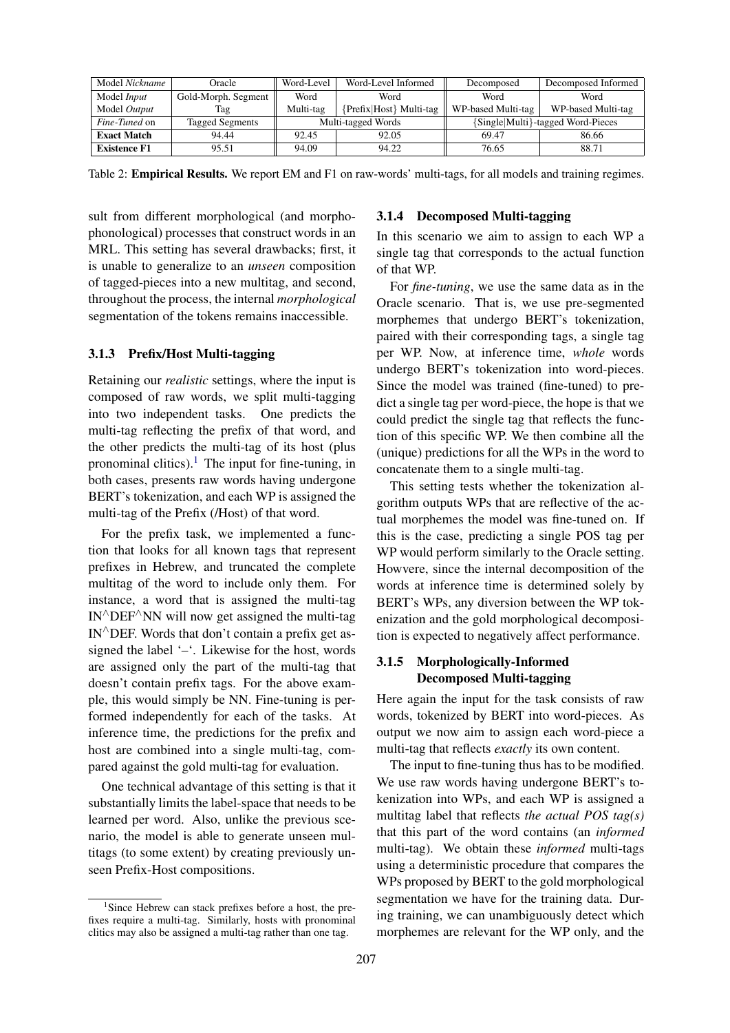| Model *Nickname* | Oracle | Word-Level | Word-Level Informed | Decomposed | Decomposed Informed |
|---|---|---|---|---|---|
| Model *Input* | Gold-Morph. Segment | Word | Word | Word | Word |
| Model *Output* | Tag | Multi-tag | {Prefix\|Host} Multi-tag | WP-based Multi-tag | WP-based Multi-tag |
| *Fine-Tuned* on | Tagged Segments | Multi-tagged Words | | {Single\|Multi}-tagged Word-Pieces | |
| **Exact Match** | 94.44 | 92.45 | 92.05 | 69.47 | 86.66 |
| **Existence F1** | 95.51 | 94.09 | 94.22 | 76.65 | 88.71 |

Table 2: **Empirical Results.** We report EM and F1 on raw-words' multi-tags, for all models and training regimes.

sult from different morphological (and morpho-phonological) processes that construct words in an MRL. This setting has several drawbacks; first, it is unable to generalize to an *unseen* composition of tagged-pieces into a new multitag, and second, throughout the process, the internal *morphological* segmentation of the tokens remains inaccessible.

### 3.1.3 Prefix/Host Multi-tagging

Retaining our *realistic* settings, where the input is composed of raw words, we split multi-tagging into two independent tasks. One predicts the multi-tag reflecting the prefix of that word, and the other predicts the multi-tag of its host (plus pronominal clitics).[1] The input for fine-tuning, in both cases, presents raw words having undergone BERT's tokenization, and each WP is assigned the multi-tag of the Prefix (/Host) of that word.

For the prefix task, we implemented a function that looks for all known tags that represent prefixes in Hebrew, and truncated the complete multitag of the word to include only them. For instance, a word that is assigned the multi-tag IN^DEF^NN will now get assigned the multi-tag IN^DEF. Words that don't contain a prefix get assigned the label '–'. Likewise for the host, words are assigned only the part of the multi-tag that doesn't contain prefix tags. For the above example, this would simply be NN. Fine-tuning is performed independently for each of the tasks. At inference time, the predictions for the prefix and host are combined into a single multi-tag, compared against the gold multi-tag for evaluation.

One technical advantage of this setting is that it substantially limits the label-space that needs to be learned per word. Also, unlike the previous scenario, the model is able to generate unseen multitags (to some extent) by creating previously unseen Prefix-Host compositions.

[1] Since Hebrew can stack prefixes before a host, the prefixes require a multi-tag. Similarly, hosts with pronominal clitics may also be assigned a multi-tag rather than one tag.

### 3.1.4 Decomposed Multi-tagging

In this scenario we aim to assign to each WP a single tag that corresponds to the actual function of that WP.

For *fine-tuning*, we use the same data as in the Oracle scenario. That is, we use pre-segmented morphemes that undergo BERT's tokenization, paired with their corresponding tags, a single tag per WP. Now, at inference time, *whole* words undergo BERT's tokenization into word-pieces. Since the model was trained (fine-tuned) to predict a single tag per word-piece, the hope is that we could predict the single tag that reflects the function of this specific WP. We then combine all the (unique) predictions for all the WPs in the word to concatenate them to a single multi-tag.

This setting tests whether the tokenization algorithm outputs WPs that are reflective of the actual morphemes the model was fine-tuned on. If this is the case, predicting a single POS tag per WP would perform similarly to the Oracle setting. Howvere, since the internal decomposition of the words at inference time is determined solely by BERT's WPs, any diversion between the WP tokenization and the gold morphological decomposition is expected to negatively affect performance.

### 3.1.5 Morphologically-Informed Decomposed Multi-tagging

Here again the input for the task consists of raw words, tokenized by BERT into word-pieces. As output we now aim to assign each word-piece a multi-tag that reflects *exactly* its own content.

The input to fine-tuning thus has to be modified. We use raw words having undergone BERT's tokenization into WPs, and each WP is assigned a multitag label that reflects *the actual POS tag(s)* that this part of the word contains (an *informed* multi-tag). We obtain these *informed* multi-tags using a deterministic procedure that compares the WPs proposed by BERT to the gold morphological segmentation we have for the training data. During training, we can unambiguously detect which morphemes are relevant for the WP only, and the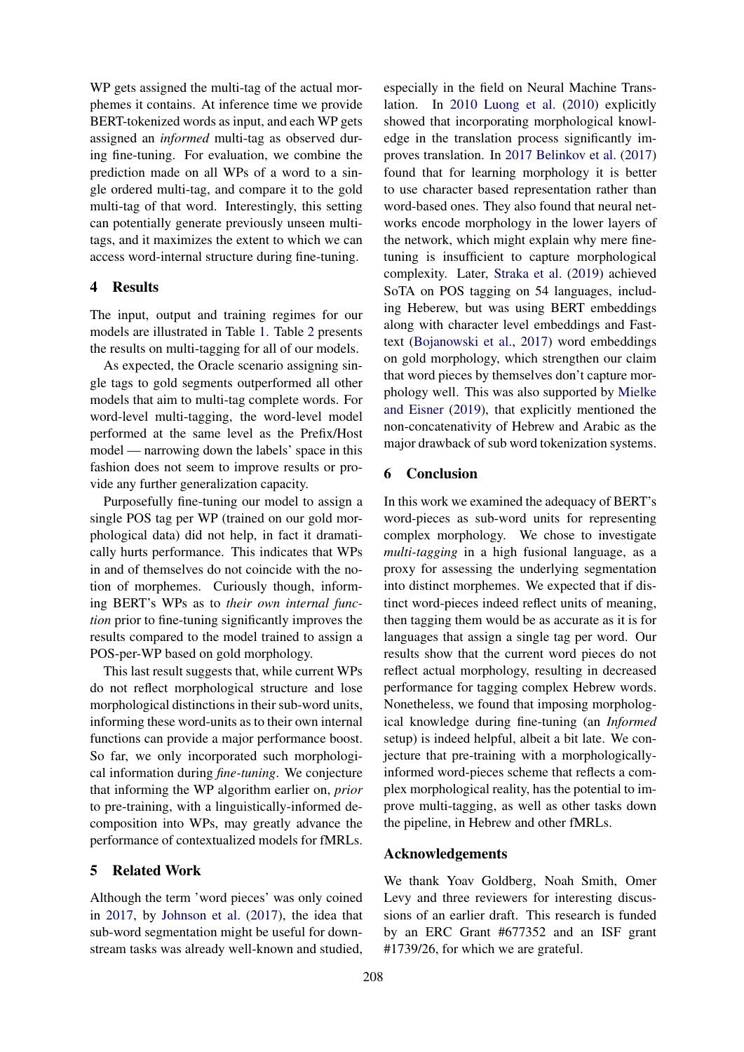WP gets assigned the multi-tag of the actual morphemes it contains. At inference time we provide BERT-tokenized words as input, and each WP gets assigned an *informed* multi-tag as observed during fine-tuning. For evaluation, we combine the prediction made on all WPs of a word to a single ordered multi-tag, and compare it to the gold multi-tag of that word. Interestingly, this setting can potentially generate previously unseen multi-tags, and it maximizes the extent to which we can access word-internal structure during fine-tuning.

## 4 Results

The input, output and training regimes for our models are illustrated in Table 1. Table 2 presents the results on multi-tagging for all of our models.

As expected, the Oracle scenario assigning single tags to gold segments outperformed all other models that aim to multi-tag complete words. For word-level multi-tagging, the word-level model performed at the same level as the Prefix/Host model — narrowing down the labels' space in this fashion does not seem to improve results or provide any further generalization capacity.

Purposefully fine-tuning our model to assign a single POS tag per WP (trained on our gold morphological data) did not help, in fact it dramatically hurts performance. This indicates that WPs in and of themselves do not coincide with the notion of morphemes. Curiously though, informing BERT's WPs as to *their own internal function* prior to fine-tuning significantly improves the results compared to the model trained to assign a POS-per-WP based on gold morphology.

This last result suggests that, while current WPs do not reflect morphological structure and lose morphological distinctions in their sub-word units, informing these word-units as to their own internal functions can provide a major performance boost. So far, we only incorporated such morphological information during *fine-tuning*. We conjecture that informing the WP algorithm earlier on, *prior* to pre-training, with a linguistically-informed decomposition into WPs, may greatly advance the performance of contextualized models for fMRLs.

## 5 Related Work

Although the term 'word pieces' was only coined in 2017, by Johnson et al. (2017), the idea that sub-word segmentation might be useful for downstream tasks was already well-known and studied, especially in the field on Neural Machine Translation. In 2010 Luong et al. (2010) explicitly showed that incorporating morphological knowledge in the translation process significantly improves translation. In 2017 Belinkov et al. (2017) found that for learning morphology it is better to use character based representation rather than word-based ones. They also found that neural networks encode morphology in the lower layers of the network, which might explain why mere fine-tuning is insufficient to capture morphological complexity. Later, Straka et al. (2019) achieved SoTA on POS tagging on 54 languages, including Heberew, but was using BERT embeddings along with character level embeddings and Fast-text (Bojanowski et al., 2017) word embeddings on gold morphology, which strengthen our claim that word pieces by themselves don't capture morphology well. This was also supported by Mielke and Eisner (2019), that explicitly mentioned the non-concatenativity of Hebrew and Arabic as the major drawback of sub word tokenization systems.

## 6 Conclusion

In this work we examined the adequacy of BERT's word-pieces as sub-word units for representing complex morphology. We chose to investigate *multi-tagging* in a high fusional language, as a proxy for assessing the underlying segmentation into distinct morphemes. We expected that if distinct word-pieces indeed reflect units of meaning, then tagging them would be as accurate as it is for languages that assign a single tag per word. Our results show that the current word pieces do not reflect actual morphology, resulting in decreased performance for tagging complex Hebrew words. Nonetheless, we found that imposing morphological knowledge during fine-tuning (an *Informed* setup) is indeed helpful, albeit a bit late. We conjecture that pre-training with a morphologically-informed word-pieces scheme that reflects a complex morphological reality, has the potential to improve multi-tagging, as well as other tasks down the pipeline, in Hebrew and other fMRLs.

## Acknowledgements

We thank Yoav Goldberg, Noah Smith, Omer Levy and three reviewers for interesting discussions of an earlier draft. This research is funded by an ERC Grant #677352 and an ISF grant #1739/26, for which we are grateful.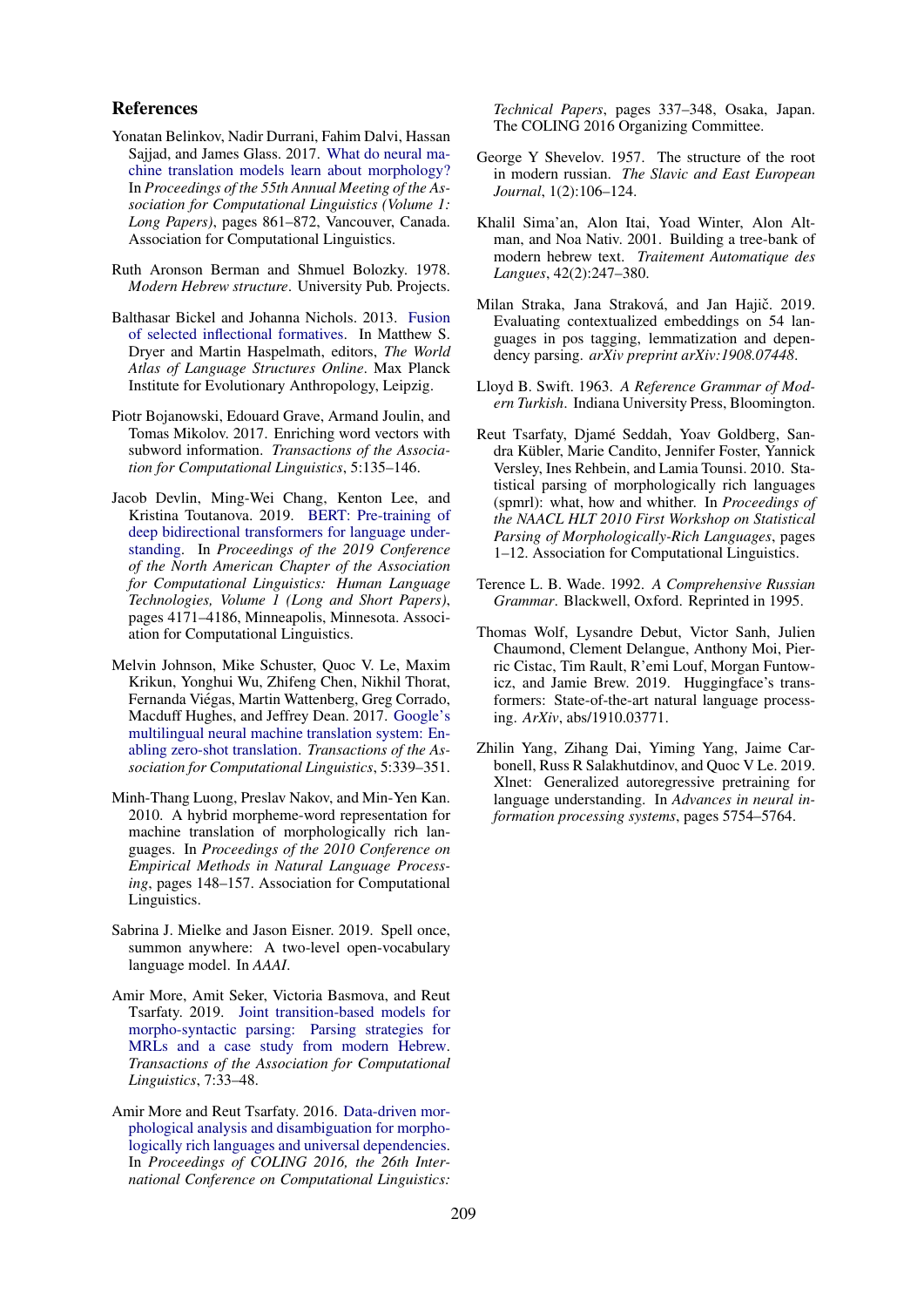## References

Yonatan Belinkov, Nadir Durrani, Fahim Dalvi, Hassan Sajjad, and James Glass. 2017. What do neural machine translation models learn about morphology? In *Proceedings of the 55th Annual Meeting of the Association for Computational Linguistics (Volume 1: Long Papers)*, pages 861–872, Vancouver, Canada. Association for Computational Linguistics.

Ruth Aronson Berman and Shmuel Bolozky. 1978. *Modern Hebrew structure*. University Pub. Projects.

Balthasar Bickel and Johanna Nichols. 2013. Fusion of selected inflectional formatives. In Matthew S. Dryer and Martin Haspelmath, editors, *The World Atlas of Language Structures Online*. Max Planck Institute for Evolutionary Anthropology, Leipzig.

Piotr Bojanowski, Edouard Grave, Armand Joulin, and Tomas Mikolov. 2017. Enriching word vectors with subword information. *Transactions of the Association for Computational Linguistics*, 5:135–146.

Jacob Devlin, Ming-Wei Chang, Kenton Lee, and Kristina Toutanova. 2019. BERT: Pre-training of deep bidirectional transformers for language understanding. In *Proceedings of the 2019 Conference of the North American Chapter of the Association for Computational Linguistics: Human Language Technologies, Volume 1 (Long and Short Papers)*, pages 4171–4186, Minneapolis, Minnesota. Association for Computational Linguistics.

Melvin Johnson, Mike Schuster, Quoc V. Le, Maxim Krikun, Yonghui Wu, Zhifeng Chen, Nikhil Thorat, Fernanda Viégas, Martin Wattenberg, Greg Corrado, Macduff Hughes, and Jeffrey Dean. 2017. Google's multilingual neural machine translation system: Enabling zero-shot translation. *Transactions of the Association for Computational Linguistics*, 5:339–351.

Minh-Thang Luong, Preslav Nakov, and Min-Yen Kan. 2010. A hybrid morpheme-word representation for machine translation of morphologically rich languages. In *Proceedings of the 2010 Conference on Empirical Methods in Natural Language Processing*, pages 148–157. Association for Computational Linguistics.

Sabrina J. Mielke and Jason Eisner. 2019. Spell once, summon anywhere: A two-level open-vocabulary language model. In *AAAI*.

Amir More, Amit Seker, Victoria Basmova, and Reut Tsarfaty. 2019. Joint transition-based models for morpho-syntactic parsing: Parsing strategies for MRLs and a case study from modern Hebrew. *Transactions of the Association for Computational Linguistics*, 7:33–48.

Amir More and Reut Tsarfaty. 2016. Data-driven morphological analysis and disambiguation for morphologically rich languages and universal dependencies. In *Proceedings of COLING 2016, the 26th International Conference on Computational Linguistics: Technical Papers*, pages 337–348, Osaka, Japan. The COLING 2016 Organizing Committee.

George Y Shevelov. 1957. The structure of the root in modern russian. *The Slavic and East European Journal*, 1(2):106–124.

Khalil Sima'an, Alon Itai, Yoad Winter, Alon Altman, and Noa Nativ. 2001. Building a tree-bank of modern hebrew text. *Traitement Automatique des Langues*, 42(2):247–380.

Milan Straka, Jana Straková, and Jan Hajič. 2019. Evaluating contextualized embeddings on 54 languages in pos tagging, lemmatization and dependency parsing. *arXiv preprint arXiv:1908.07448*.

Lloyd B. Swift. 1963. *A Reference Grammar of Modern Turkish*. Indiana University Press, Bloomington.

Reut Tsarfaty, Djamé Seddah, Yoav Goldberg, Sandra Kübler, Marie Candito, Jennifer Foster, Yannick Versley, Ines Rehbein, and Lamia Tounsi. 2010. Statistical parsing of morphologically rich languages (spmrl): what, how and whither. In *Proceedings of the NAACL HLT 2010 First Workshop on Statistical Parsing of Morphologically-Rich Languages*, pages 1–12. Association for Computational Linguistics.

Terence L. B. Wade. 1992. *A Comprehensive Russian Grammar*. Blackwell, Oxford. Reprinted in 1995.

Thomas Wolf, Lysandre Debut, Victor Sanh, Julien Chaumond, Clement Delangue, Anthony Moi, Pierric Cistac, Tim Rault, R'emi Louf, Morgan Funtowicz, and Jamie Brew. 2019. Huggingface's transformers: State-of-the-art natural language processing. *ArXiv*, abs/1910.03771.

Zhilin Yang, Zihang Dai, Yiming Yang, Jaime Carbonell, Russ R Salakhutdinov, and Quoc V Le. 2019. Xlnet: Generalized autoregressive pretraining for language understanding. In *Advances in neural information processing systems*, pages 5754–5764.